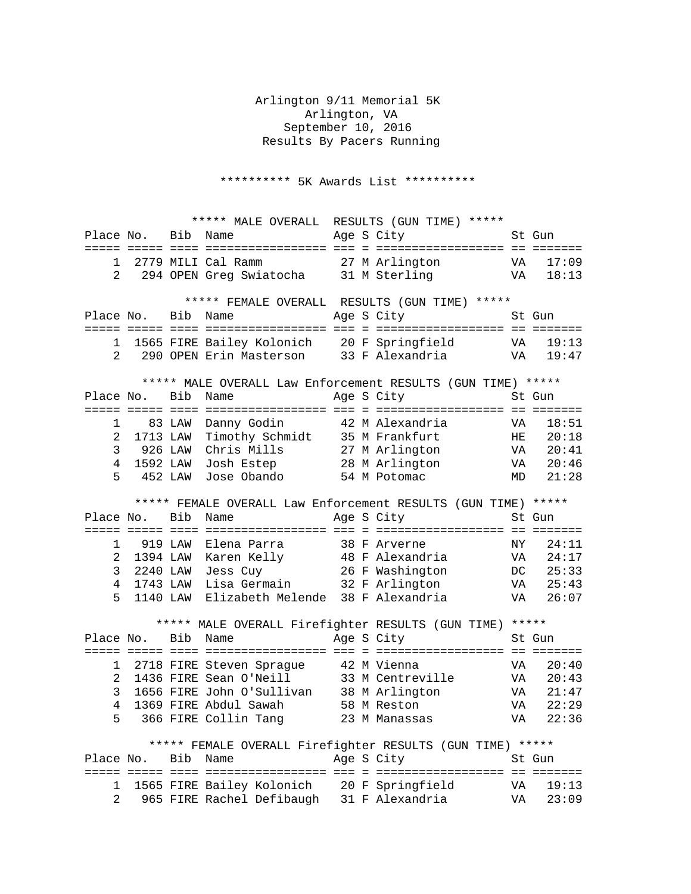Arlington 9/11 Memorial 5K
Arlington, VA
September 10, 2016
Results By Pacers Running

********** 5K Awards List **********

***** MALE OVERALL RESULTS (GUN TIME) *****

| Place | No. | Bib | Name | Age | S | City | St | Gun |
|---|---|---|---|---|---|---|---|---|
| 1 | 2779 | MILI | Cal Ramm | 27 | M | Arlington | VA | 17:09 |
| 2 | 294 | OPEN | Greg Swiatocha | 31 | M | Sterling | VA | 18:13 |

***** FEMALE OVERALL RESULTS (GUN TIME) *****

| Place | No. | Bib | Name | Age | S | City | St | Gun |
|---|---|---|---|---|---|---|---|---|
| 1 | 1565 | FIRE | Bailey Kolonich | 20 | F | Springfield | VA | 19:13 |
| 2 | 290 | OPEN | Erin Masterson | 33 | F | Alexandria | VA | 19:47 |

***** MALE OVERALL Law Enforcement RESULTS (GUN TIME) *****

| Place | No. | Bib | Name | Age | S | City | St | Gun |
|---|---|---|---|---|---|---|---|---|
| 1 | 83 | LAW | Danny Godin | 42 | M | Alexandria | VA | 18:51 |
| 2 | 1713 | LAW | Timothy Schmidt | 35 | M | Frankfurt | HE | 20:18 |
| 3 | 926 | LAW | Chris Mills | 27 | M | Arlington | VA | 20:41 |
| 4 | 1592 | LAW | Josh Estep | 28 | M | Arlington | VA | 20:46 |
| 5 | 452 | LAW | Jose Obando | 54 | M | Potomac | MD | 21:28 |

***** FEMALE OVERALL Law Enforcement RESULTS (GUN TIME) *****

| Place | No. | Bib | Name | Age | S | City | St | Gun |
|---|---|---|---|---|---|---|---|---|
| 1 | 919 | LAW | Elena Parra | 38 | F | Arverne | NY | 24:11 |
| 2 | 1394 | LAW | Karen Kelly | 48 | F | Alexandria | VA | 24:17 |
| 3 | 2240 | LAW | Jess Cuy | 26 | F | Washington | DC | 25:33 |
| 4 | 1743 | LAW | Lisa Germain | 32 | F | Arlington | VA | 25:43 |
| 5 | 1140 | LAW | Elizabeth Melende | 38 | F | Alexandria | VA | 26:07 |

***** MALE OVERALL Firefighter RESULTS (GUN TIME) *****

| Place | No. | Bib | Name | Age | S | City | St | Gun |
|---|---|---|---|---|---|---|---|---|
| 1 | 2718 | FIRE | Steven Sprague | 42 | M | Vienna | VA | 20:40 |
| 2 | 1436 | FIRE | Sean O'Neill | 33 | M | Centreville | VA | 20:43 |
| 3 | 1656 | FIRE | John O'Sullivan | 38 | M | Arlington | VA | 21:47 |
| 4 | 1369 | FIRE | Abdul Sawah | 58 | M | Reston | VA | 22:29 |
| 5 | 366 | FIRE | Collin Tang | 23 | M | Manassas | VA | 22:36 |

***** FEMALE OVERALL Firefighter RESULTS (GUN TIME) *****

| Place | No. | Bib | Name | Age | S | City | St | Gun |
|---|---|---|---|---|---|---|---|---|
| 1 | 1565 | FIRE | Bailey Kolonich | 20 | F | Springfield | VA | 19:13 |
| 2 | 965 | FIRE | Rachel Defibaugh | 31 | F | Alexandria | VA | 23:09 |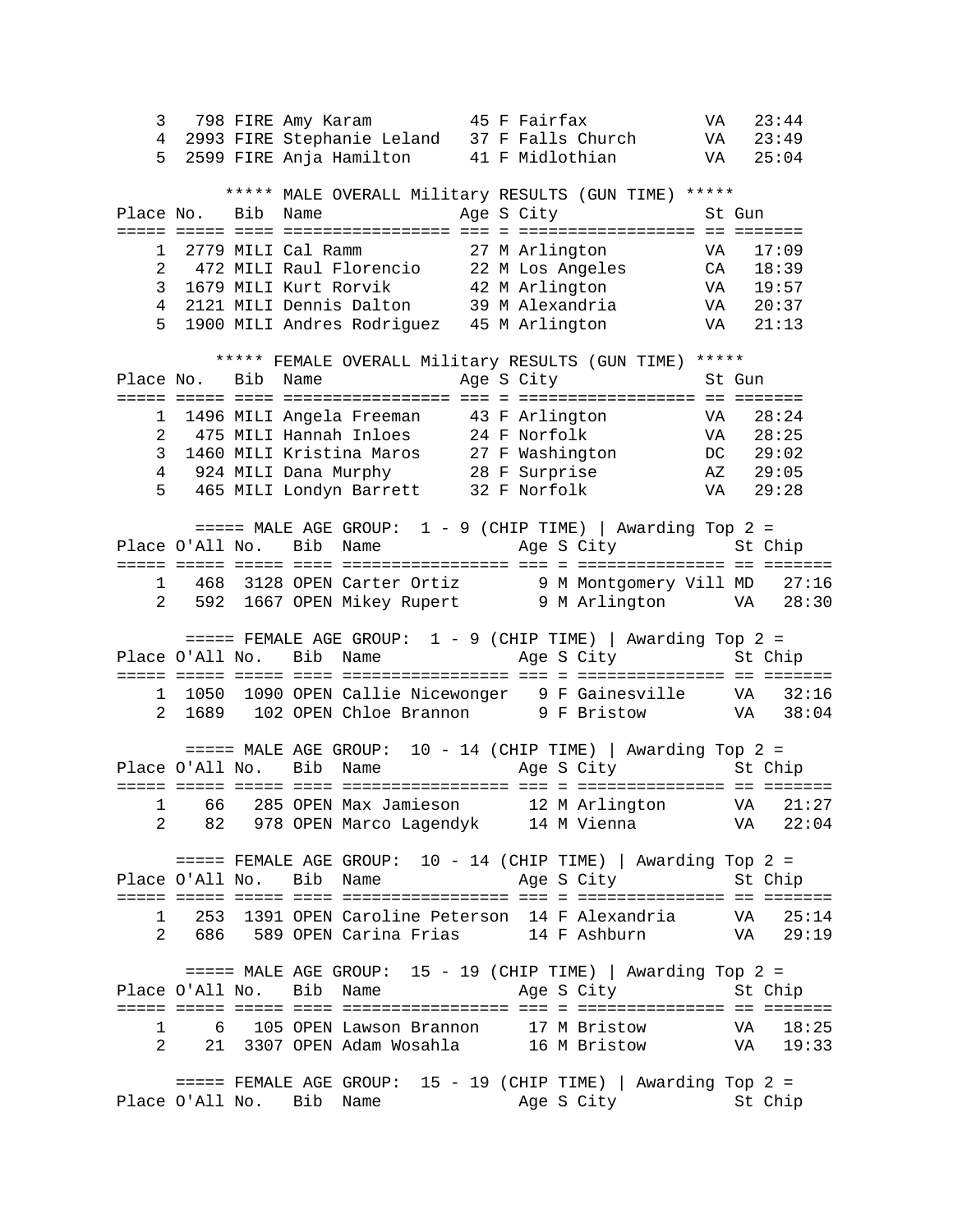| Place | No. | Bib | Name | Age | S | City | St | Gun |
|---|---|---|---|---|---|---|---|---|
| 3 | 798 | FIRE | Amy Karam | 45 | F | Fairfax | VA | 23:44 |
| 4 | 2993 | FIRE | Stephanie Leland | 37 | F | Falls Church | VA | 23:49 |
| 5 | 2599 | FIRE | Anja Hamilton | 41 | F | Midlothian | VA | 25:04 |

***** MALE OVERALL Military RESULTS (GUN TIME) *****

| Place | No. | Bib | Name | Age | S | City | St | Gun |
|---|---|---|---|---|---|---|---|---|
| 1 | 2779 | MILI | Cal Ramm | 27 | M | Arlington | VA | 17:09 |
| 2 | 472 | MILI | Raul Florencio | 22 | M | Los Angeles | CA | 18:39 |
| 3 | 1679 | MILI | Kurt Rorvik | 42 | M | Arlington | VA | 19:57 |
| 4 | 2121 | MILI | Dennis Dalton | 39 | M | Alexandria | VA | 20:37 |
| 5 | 1900 | MILI | Andres Rodriguez | 45 | M | Arlington | VA | 21:13 |

***** FEMALE OVERALL Military RESULTS (GUN TIME) *****

| Place | No. | Bib | Name | Age | S | City | St | Gun |
|---|---|---|---|---|---|---|---|---|
| 1 | 1496 | MILI | Angela Freeman | 43 | F | Arlington | VA | 28:24 |
| 2 | 475 | MILI | Hannah Inloes | 24 | F | Norfolk | VA | 28:25 |
| 3 | 1460 | MILI | Kristina Maros | 27 | F | Washington | DC | 29:02 |
| 4 | 924 | MILI | Dana Murphy | 28 | F | Surprise | AZ | 29:05 |
| 5 | 465 | MILI | Londyn Barrett | 32 | F | Norfolk | VA | 29:28 |

===== MALE AGE GROUP: 1 - 9 (CHIP TIME) | Awarding Top 2 =

| Place | O'All | No. | Bib | Name | Age | S | City | St | Chip |
|---|---|---|---|---|---|---|---|---|---|
| 1 | 468 | 3128 | OPEN | Carter Ortiz | 9 | M | Montgomery Vill | MD | 27:16 |
| 2 | 592 | 1667 | OPEN | Mikey Rupert | 9 | M | Arlington | VA | 28:30 |

===== FEMALE AGE GROUP: 1 - 9 (CHIP TIME) | Awarding Top 2 =

| Place | O'All | No. | Bib | Name | Age | S | City | St | Chip |
|---|---|---|---|---|---|---|---|---|---|
| 1 | 1050 | 1090 | OPEN | Callie Nicewonger | 9 | F | Gainesville | VA | 32:16 |
| 2 | 1689 | 102 | OPEN | Chloe Brannon | 9 | F | Bristow | VA | 38:04 |

===== MALE AGE GROUP: 10 - 14 (CHIP TIME) | Awarding Top 2 =

| Place | O'All | No. | Bib | Name | Age | S | City | St | Chip |
|---|---|---|---|---|---|---|---|---|---|
| 1 | 66 | 285 | OPEN | Max Jamieson | 12 | M | Arlington | VA | 21:27 |
| 2 | 82 | 978 | OPEN | Marco Lagendyk | 14 | M | Vienna | VA | 22:04 |

===== FEMALE AGE GROUP: 10 - 14 (CHIP TIME) | Awarding Top 2 =

| Place | O'All | No. | Bib | Name | Age | S | City | St | Chip |
|---|---|---|---|---|---|---|---|---|---|
| 1 | 253 | 1391 | OPEN | Caroline Peterson | 14 | F | Alexandria | VA | 25:14 |
| 2 | 686 | 589 | OPEN | Carina Frias | 14 | F | Ashburn | VA | 29:19 |

===== MALE AGE GROUP: 15 - 19 (CHIP TIME) | Awarding Top 2 =

| Place | O'All | No. | Bib | Name | Age | S | City | St | Chip |
|---|---|---|---|---|---|---|---|---|---|
| 1 | 6 | 105 | OPEN | Lawson Brannon | 17 | M | Bristow | VA | 18:25 |
| 2 | 21 | 3307 | OPEN | Adam Wosahla | 16 | M | Bristow | VA | 19:33 |

===== FEMALE AGE GROUP: 15 - 19 (CHIP TIME) | Awarding Top 2 =

| Place | O'All | No. | Bib | Name | Age | S | City | St | Chip |
|---|---|---|---|---|---|---|---|---|---|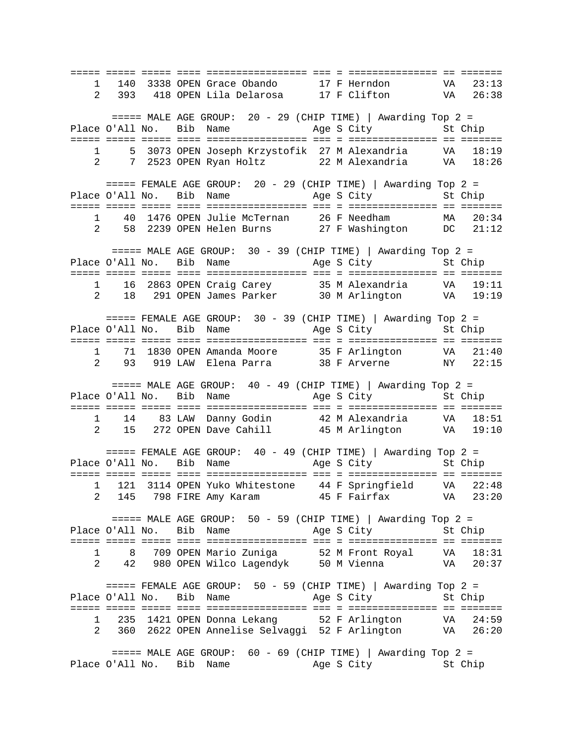| Place | O'All | No. | Bib | Name | Age | S | City | St | Chip |
|---|---|---|---|---|---|---|---|---|---|
| 1 | 140 | 3338 | OPEN | Grace Obando | 17 | F | Herndon | VA | 23:13 |
| 2 | 393 | 418 | OPEN | Lila Delarosa | 17 | F | Clifton | VA | 26:38 |

===== MALE AGE GROUP: 20 - 29 (CHIP TIME) | Awarding Top 2 =

| Place | O'All | No. | Bib | Name | Age | S | City | St | Chip |
|---|---|---|---|---|---|---|---|---|---|
| 1 | 5 | 3073 | OPEN | Joseph Krzystofik | 27 | M | Alexandria | VA | 18:19 |
| 2 | 7 | 2523 | OPEN | Ryan Holtz | 22 | M | Alexandria | VA | 18:26 |

===== FEMALE AGE GROUP: 20 - 29 (CHIP TIME) | Awarding Top 2 =

| Place | O'All | No. | Bib | Name | Age | S | City | St | Chip |
|---|---|---|---|---|---|---|---|---|---|
| 1 | 40 | 1476 | OPEN | Julie McTernan | 26 | F | Needham | MA | 20:34 |
| 2 | 58 | 2239 | OPEN | Helen Burns | 27 | F | Washington | DC | 21:12 |

===== MALE AGE GROUP: 30 - 39 (CHIP TIME) | Awarding Top 2 =

| Place | O'All | No. | Bib | Name | Age | S | City | St | Chip |
|---|---|---|---|---|---|---|---|---|---|
| 1 | 16 | 2863 | OPEN | Craig Carey | 35 | M | Alexandria | VA | 19:11 |
| 2 | 18 | 291 | OPEN | James Parker | 30 | M | Arlington | VA | 19:19 |

===== FEMALE AGE GROUP: 30 - 39 (CHIP TIME) | Awarding Top 2 =

| Place | O'All | No. | Bib | Name | Age | S | City | St | Chip |
|---|---|---|---|---|---|---|---|---|---|
| 1 | 71 | 1830 | OPEN | Amanda Moore | 35 | F | Arlington | VA | 21:40 |
| 2 | 93 | 919 | LAW | Elena Parra | 38 | F | Arverne | NY | 22:15 |

===== MALE AGE GROUP: 40 - 49 (CHIP TIME) | Awarding Top 2 =

| Place | O'All | No. | Bib | Name | Age | S | City | St | Chip |
|---|---|---|---|---|---|---|---|---|---|
| 1 | 14 | 83 | LAW | Danny Godin | 42 | M | Alexandria | VA | 18:51 |
| 2 | 15 | 272 | OPEN | Dave Cahill | 45 | M | Arlington | VA | 19:10 |

===== FEMALE AGE GROUP: 40 - 49 (CHIP TIME) | Awarding Top 2 =

| Place | O'All | No. | Bib | Name | Age | S | City | St | Chip |
|---|---|---|---|---|---|---|---|---|---|
| 1 | 121 | 3114 | OPEN | Yuko Whitestone | 44 | F | Springfield | VA | 22:48 |
| 2 | 145 | 798 | FIRE | Amy Karam | 45 | F | Fairfax | VA | 23:20 |

===== MALE AGE GROUP: 50 - 59 (CHIP TIME) | Awarding Top 2 =

| Place | O'All | No. | Bib | Name | Age | S | City | St | Chip |
|---|---|---|---|---|---|---|---|---|---|
| 1 | 8 | 709 | OPEN | Mario Zuniga | 52 | M | Front Royal | VA | 18:31 |
| 2 | 42 | 980 | OPEN | Wilco Lagendyk | 50 | M | Vienna | VA | 20:37 |

===== FEMALE AGE GROUP: 50 - 59 (CHIP TIME) | Awarding Top 2 =

| Place | O'All | No. | Bib | Name | Age | S | City | St | Chip |
|---|---|---|---|---|---|---|---|---|---|
| 1 | 235 | 1421 | OPEN | Donna Lekang | 52 | F | Arlington | VA | 24:59 |
| 2 | 360 | 2622 | OPEN | Annelise Selvaggi | 52 | F | Arlington | VA | 26:20 |

===== MALE AGE GROUP: 60 - 69 (CHIP TIME) | Awarding Top 2 =

| Place | O'All | No. | Bib | Name | Age | S | City | St | Chip |
|---|---|---|---|---|---|---|---|---|---|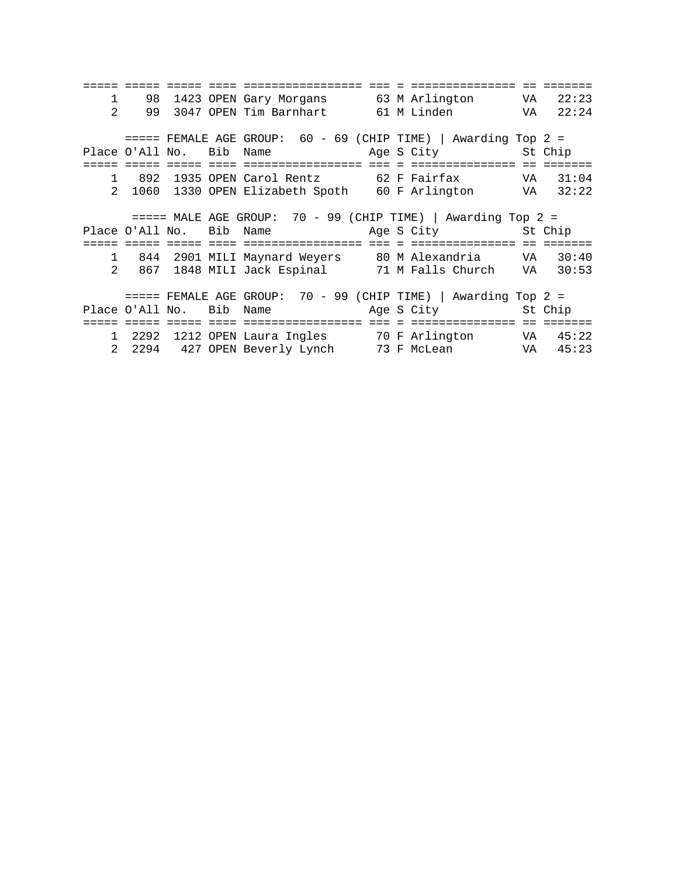| Place | O'All | No. | Bib | Name | Age | S | City | St | Chip |
|---|---|---|---|---|---|---|---|---|---|
| 1 | 98 | 1423 | OPEN | Gary Morgans | 63 | M | Arlington | VA | 22:23 |
| 2 | 99 | 3047 | OPEN | Tim Barnhart | 61 | M | Linden | VA | 22:24 |

===== FEMALE AGE GROUP: 60 - 69 (CHIP TIME) | Awarding Top 2 =

| Place | O'All | No. | Bib | Name | Age | S | City | St | Chip |
|---|---|---|---|---|---|---|---|---|---|
| 1 | 892 | 1935 | OPEN | Carol Rentz | 62 | F | Fairfax | VA | 31:04 |
| 2 | 1060 | 1330 | OPEN | Elizabeth Spoth | 60 | F | Arlington | VA | 32:22 |

===== MALE AGE GROUP: 70 - 99 (CHIP TIME) | Awarding Top 2 =

| Place | O'All | No. | Bib | Name | Age | S | City | St | Chip |
|---|---|---|---|---|---|---|---|---|---|
| 1 | 844 | 2901 | MILI | Maynard Weyers | 80 | M | Alexandria | VA | 30:40 |
| 2 | 867 | 1848 | MILI | Jack Espinal | 71 | M | Falls Church | VA | 30:53 |

===== FEMALE AGE GROUP: 70 - 99 (CHIP TIME) | Awarding Top 2 =

| Place | O'All | No. | Bib | Name | Age | S | City | St | Chip |
|---|---|---|---|---|---|---|---|---|---|
| 1 | 2292 | 1212 | OPEN | Laura Ingles | 70 | F | Arlington | VA | 45:22 |
| 2 | 2294 | 427 | OPEN | Beverly Lynch | 73 | F | McLean | VA | 45:23 |